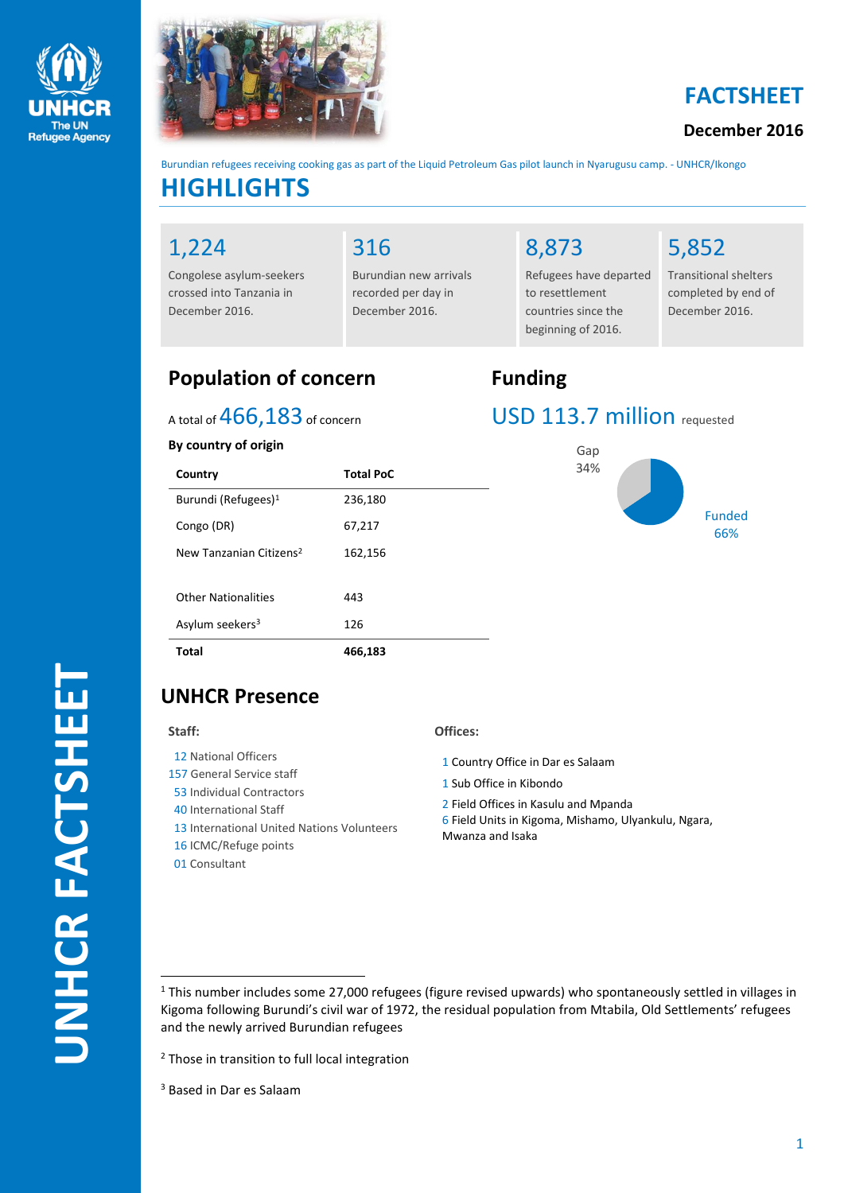# FACTSHEET

**December 2016**

Burundian refugees receiving cooking gas as part of the Liquid Petroleum Gas pilot launch in Nyarugusu camp. - UNHCR/Ikongo

# HIGHLIGHTS

**1,224**
Congolese asylum-seekers crossed into Tanzania in December 2016.

**316**
Burundian new arrivals recorded per day in December 2016.

**8,873**
Refugees have departed to resettlement countries since the beginning of 2016.

**5,852**
Transitional shelters completed by end of December 2016.

## Population of concern

A total of **466,183** of concern

**By country of origin**

| Country | Total PoC |
|---|---|
| Burundi (Refugees)[1] | 236,180 |
| Congo (DR) | 67,217 |
| New Tanzanian Citizens[2] | 162,156 |
| Other Nationalities | 443 |
| Asylum seekers[3] | 126 |
| **Total** | **466,183** |

## Funding

**USD 113.7 million** requested

Gap 34%

Funded 66%

## UNHCR Presence

**Staff:**

12 National Officers
157 General Service staff
53 Individual Contractors
40 International Staff
13 International United Nations Volunteers
16 ICMC/Refuge points
01 Consultant

**Offices:**

1 Country Office in Dar es Salaam
1 Sub Office in Kibondo
2 Field Offices in Kasulu and Mpanda
6 Field Units in Kigoma, Mishamo, Ulyankulu, Ngara, Mwanza and Isaka

---

[1] This number includes some 27,000 refugees (figure revised upwards) who spontaneously settled in villages in Kigoma following Burundi's civil war of 1972, the residual population from Mtabila, Old Settlements' refugees and the newly arrived Burundian refugees

[2] Those in transition to full local integration

[3] Based in Dar es Salaam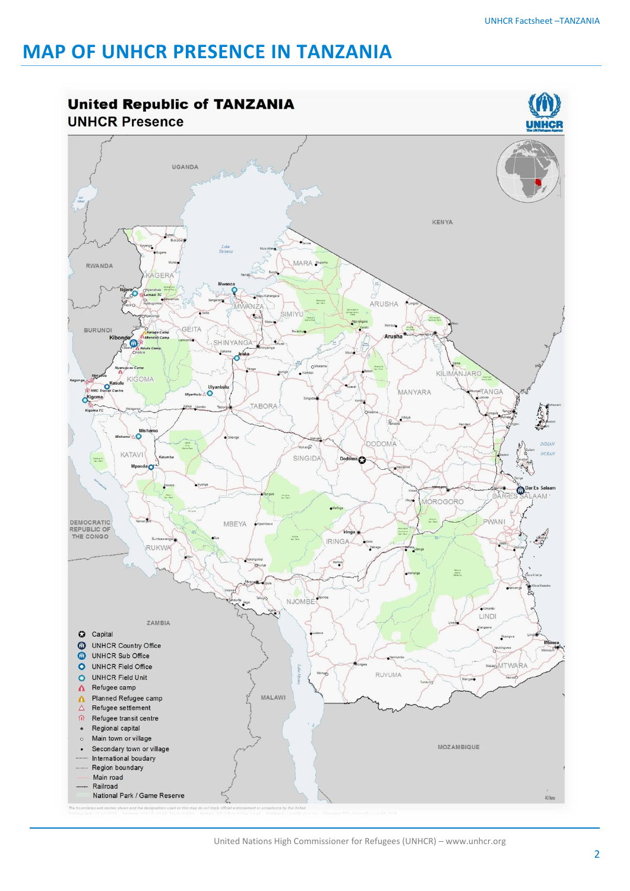# MAP OF UNHCR PRESENCE IN TANZANIA

**United Republic of TANZANIA**
**UNHCR Presence**

- Capital
- UNHCR Country Office
- UNHCR Sub Office
- UNHCR Field Office
- UNHCR Field Unit
- Refugee camp
- Planned Refugee camp
- Refugee settlement
- Refugee transit centre
- Regional capital
- Main town or village
- Secondary town or village
- International boudary
- Region boundary
- Main road
- Railroad
- National Park / Game Reserve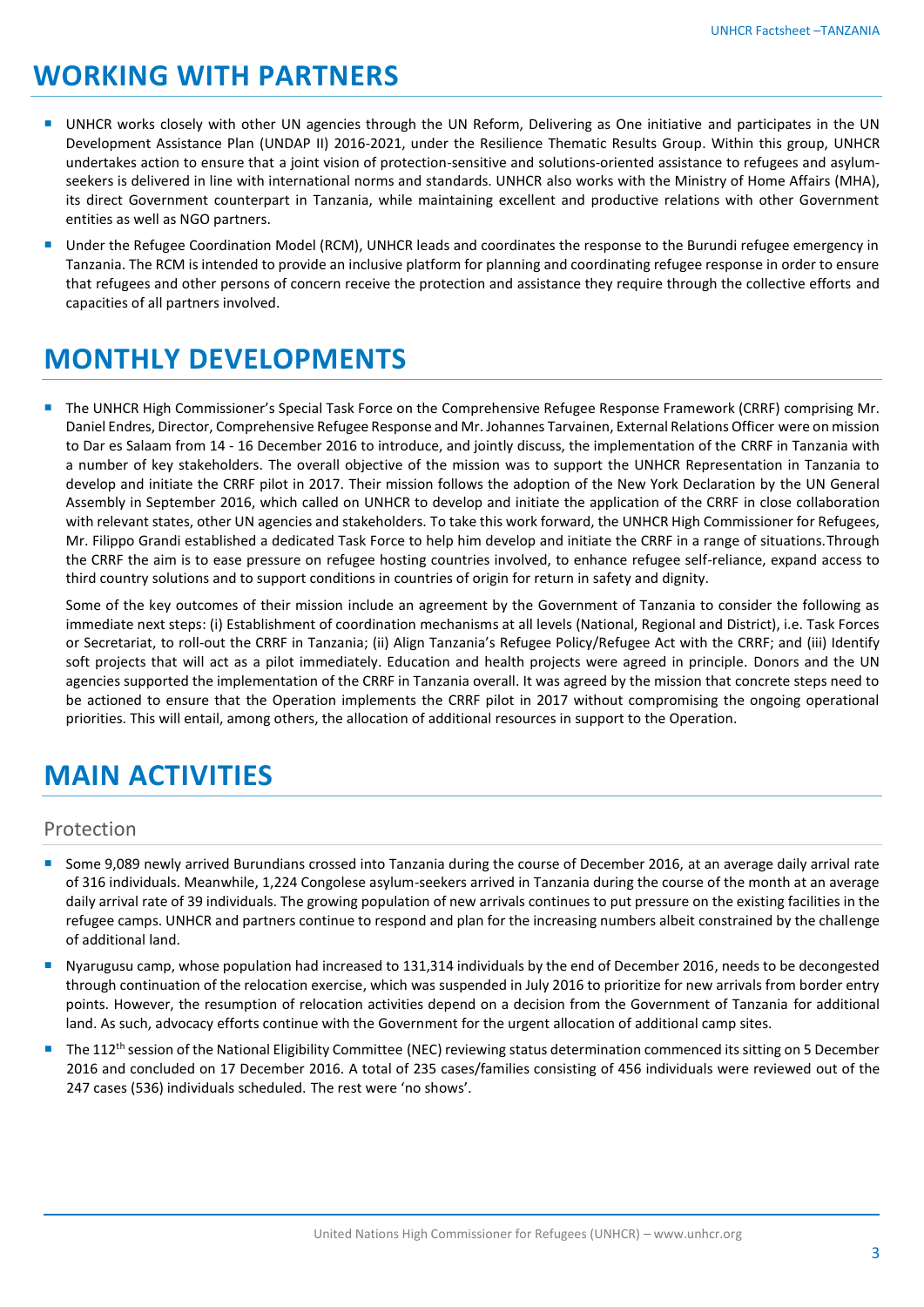# WORKING WITH PARTNERS

- UNHCR works closely with other UN agencies through the UN Reform, Delivering as One initiative and participates in the UN Development Assistance Plan (UNDAP II) 2016-2021, under the Resilience Thematic Results Group. Within this group, UNHCR undertakes action to ensure that a joint vision of protection-sensitive and solutions-oriented assistance to refugees and asylum-seekers is delivered in line with international norms and standards. UNHCR also works with the Ministry of Home Affairs (MHA), its direct Government counterpart in Tanzania, while maintaining excellent and productive relations with other Government entities as well as NGO partners.
- Under the Refugee Coordination Model (RCM), UNHCR leads and coordinates the response to the Burundi refugee emergency in Tanzania. The RCM is intended to provide an inclusive platform for planning and coordinating refugee response in order to ensure that refugees and other persons of concern receive the protection and assistance they require through the collective efforts and capacities of all partners involved.

# MONTHLY DEVELOPMENTS

- The UNHCR High Commissioner's Special Task Force on the Comprehensive Refugee Response Framework (CRRF) comprising Mr. Daniel Endres, Director, Comprehensive Refugee Response and Mr. Johannes Tarvainen, External Relations Officer were on mission to Dar es Salaam from 14 - 16 December 2016 to introduce, and jointly discuss, the implementation of the CRRF in Tanzania with a number of key stakeholders. The overall objective of the mission was to support the UNHCR Representation in Tanzania to develop and initiate the CRRF pilot in 2017. Their mission follows the adoption of the New York Declaration by the UN General Assembly in September 2016, which called on UNHCR to develop and initiate the application of the CRRF in close collaboration with relevant states, other UN agencies and stakeholders. To take this work forward, the UNHCR High Commissioner for Refugees, Mr. Filippo Grandi established a dedicated Task Force to help him develop and initiate the CRRF in a range of situations. Through the CRRF the aim is to ease pressure on refugee hosting countries involved, to enhance refugee self-reliance, expand access to third country solutions and to support conditions in countries of origin for return in safety and dignity.

  Some of the key outcomes of their mission include an agreement by the Government of Tanzania to consider the following as immediate next steps: (i) Establishment of coordination mechanisms at all levels (National, Regional and District), i.e. Task Forces or Secretariat, to roll-out the CRRF in Tanzania; (ii) Align Tanzania's Refugee Policy/Refugee Act with the CRRF; and (iii) Identify soft projects that will act as a pilot immediately. Education and health projects were agreed in principle. Donors and the UN agencies supported the implementation of the CRRF in Tanzania overall. It was agreed by the mission that concrete steps need to be actioned to ensure that the Operation implements the CRRF pilot in 2017 without compromising the ongoing operational priorities. This will entail, among others, the allocation of additional resources in support to the Operation.

# MAIN ACTIVITIES

## Protection

- Some 9,089 newly arrived Burundians crossed into Tanzania during the course of December 2016, at an average daily arrival rate of 316 individuals. Meanwhile, 1,224 Congolese asylum-seekers arrived in Tanzania during the course of the month at an average daily arrival rate of 39 individuals. The growing population of new arrivals continues to put pressure on the existing facilities in the refugee camps. UNHCR and partners continue to respond and plan for the increasing numbers albeit constrained by the challenge of additional land.
- Nyarugusu camp, whose population had increased to 131,314 individuals by the end of December 2016, needs to be decongested through continuation of the relocation exercise, which was suspended in July 2016 to prioritize for new arrivals from border entry points. However, the resumption of relocation activities depend on a decision from the Government of Tanzania for additional land. As such, advocacy efforts continue with the Government for the urgent allocation of additional camp sites.
- The 112th session of the National Eligibility Committee (NEC) reviewing status determination commenced its sitting on 5 December 2016 and concluded on 17 December 2016. A total of 235 cases/families consisting of 456 individuals were reviewed out of the 247 cases (536) individuals scheduled. The rest were 'no shows'.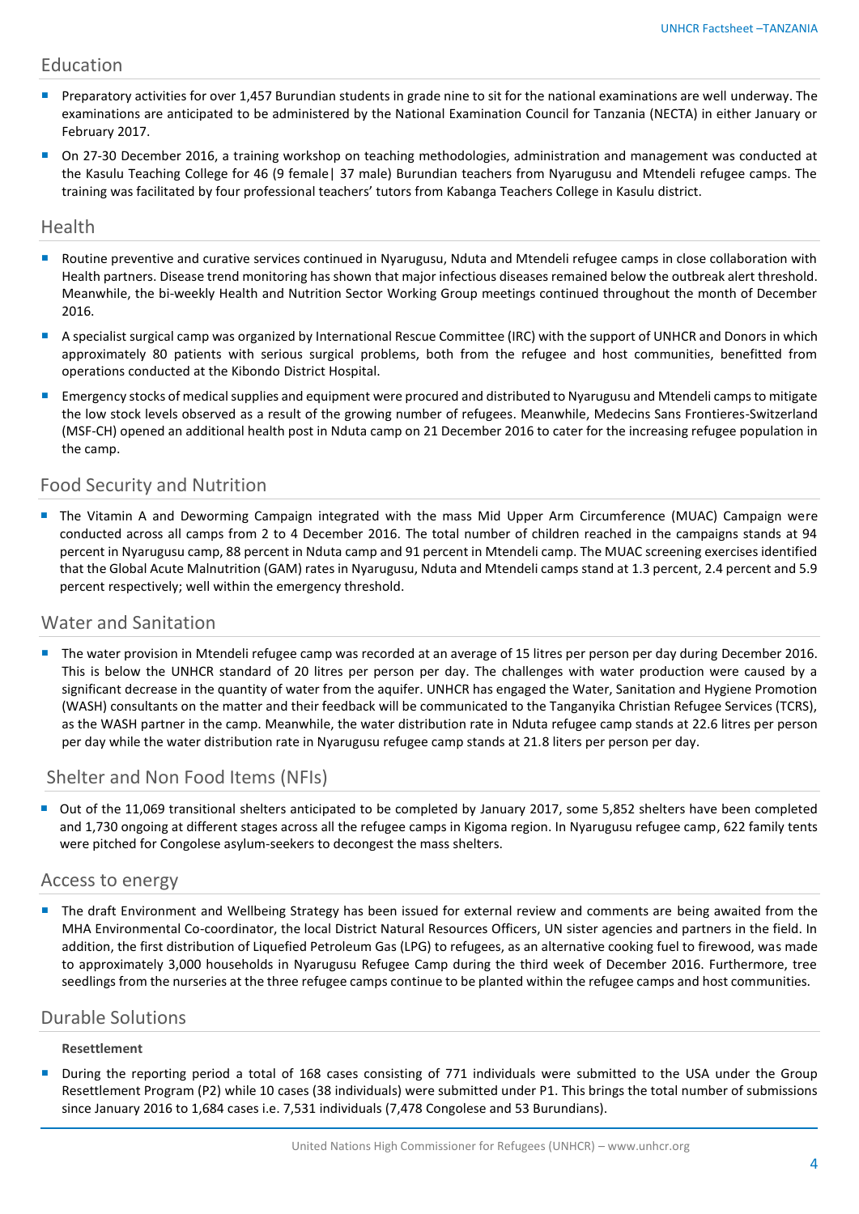## Education

- Preparatory activities for over 1,457 Burundian students in grade nine to sit for the national examinations are well underway. The examinations are anticipated to be administered by the National Examination Council for Tanzania (NECTA) in either January or February 2017.
- On 27-30 December 2016, a training workshop on teaching methodologies, administration and management was conducted at the Kasulu Teaching College for 46 (9 female| 37 male) Burundian teachers from Nyarugusu and Mtendeli refugee camps. The training was facilitated by four professional teachers' tutors from Kabanga Teachers College in Kasulu district.

## Health

- Routine preventive and curative services continued in Nyarugusu, Nduta and Mtendeli refugee camps in close collaboration with Health partners. Disease trend monitoring has shown that major infectious diseases remained below the outbreak alert threshold. Meanwhile, the bi-weekly Health and Nutrition Sector Working Group meetings continued throughout the month of December 2016.
- A specialist surgical camp was organized by International Rescue Committee (IRC) with the support of UNHCR and Donors in which approximately 80 patients with serious surgical problems, both from the refugee and host communities, benefitted from operations conducted at the Kibondo District Hospital.
- Emergency stocks of medical supplies and equipment were procured and distributed to Nyarugusu and Mtendeli camps to mitigate the low stock levels observed as a result of the growing number of refugees. Meanwhile, Medecins Sans Frontieres-Switzerland (MSF-CH) opened an additional health post in Nduta camp on 21 December 2016 to cater for the increasing refugee population in the camp.

## Food Security and Nutrition

- The Vitamin A and Deworming Campaign integrated with the mass Mid Upper Arm Circumference (MUAC) Campaign were conducted across all camps from 2 to 4 December 2016. The total number of children reached in the campaigns stands at 94 percent in Nyarugusu camp, 88 percent in Nduta camp and 91 percent in Mtendeli camp. The MUAC screening exercises identified that the Global Acute Malnutrition (GAM) rates in Nyarugusu, Nduta and Mtendeli camps stand at 1.3 percent, 2.4 percent and 5.9 percent respectively; well within the emergency threshold.

## Water and Sanitation

- The water provision in Mtendeli refugee camp was recorded at an average of 15 litres per person per day during December 2016. This is below the UNHCR standard of 20 litres per person per day. The challenges with water production were caused by a significant decrease in the quantity of water from the aquifer. UNHCR has engaged the Water, Sanitation and Hygiene Promotion (WASH) consultants on the matter and their feedback will be communicated to the Tanganyika Christian Refugee Services (TCRS), as the WASH partner in the camp. Meanwhile, the water distribution rate in Nduta refugee camp stands at 22.6 litres per person per day while the water distribution rate in Nyarugusu refugee camp stands at 21.8 liters per person per day.

## Shelter and Non Food Items (NFIs)

- Out of the 11,069 transitional shelters anticipated to be completed by January 2017, some 5,852 shelters have been completed and 1,730 ongoing at different stages across all the refugee camps in Kigoma region. In Nyarugusu refugee camp, 622 family tents were pitched for Congolese asylum-seekers to decongest the mass shelters.

## Access to energy

- The draft Environment and Wellbeing Strategy has been issued for external review and comments are being awaited from the MHA Environmental Co-coordinator, the local District Natural Resources Officers, UN sister agencies and partners in the field. In addition, the first distribution of Liquefied Petroleum Gas (LPG) to refugees, as an alternative cooking fuel to firewood, was made to approximately 3,000 households in Nyarugusu Refugee Camp during the third week of December 2016. Furthermore, tree seedlings from the nurseries at the three refugee camps continue to be planted within the refugee camps and host communities.

## Durable Solutions

**Resettlement**

- During the reporting period a total of 168 cases consisting of 771 individuals were submitted to the USA under the Group Resettlement Program (P2) while 10 cases (38 individuals) were submitted under P1. This brings the total number of submissions since January 2016 to 1,684 cases i.e. 7,531 individuals (7,478 Congolese and 53 Burundians).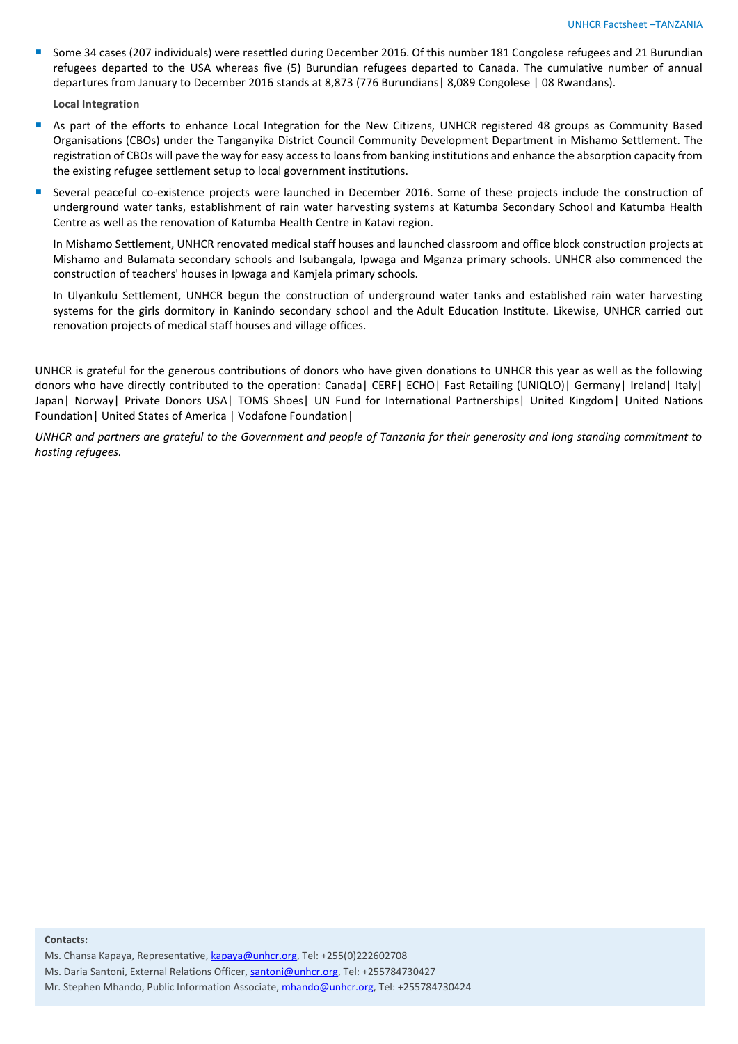- Some 34 cases (207 individuals) were resettled during December 2016. Of this number 181 Congolese refugees and 21 Burundian refugees departed to the USA whereas five (5) Burundian refugees departed to Canada. The cumulative number of annual departures from January to December 2016 stands at 8,873 (776 Burundians| 8,089 Congolese | 08 Rwandans).

**Local Integration**

- As part of the efforts to enhance Local Integration for the New Citizens, UNHCR registered 48 groups as Community Based Organisations (CBOs) under the Tanganyika District Council Community Development Department in Mishamo Settlement. The registration of CBOs will pave the way for easy access to loans from banking institutions and enhance the absorption capacity from the existing refugee settlement setup to local government institutions.

- Several peaceful co-existence projects were launched in December 2016. Some of these projects include the construction of underground water tanks, establishment of rain water harvesting systems at Katumba Secondary School and Katumba Health Centre as well as the renovation of Katumba Health Centre in Katavi region.

  In Mishamo Settlement, UNHCR renovated medical staff houses and launched classroom and office block construction projects at Mishamo and Bulamata secondary schools and Isubangala, Ipwaga and Mganza primary schools. UNHCR also commenced the construction of teachers' houses in Ipwaga and Kamjela primary schools.

  In Ulyankulu Settlement, UNHCR begun the construction of underground water tanks and established rain water harvesting systems for the girls dormitory in Kanindo secondary school and the Adult Education Institute. Likewise, UNHCR carried out renovation projects of medical staff houses and village offices.

---

UNHCR is grateful for the generous contributions of donors who have given donations to UNHCR this year as well as the following donors who have directly contributed to the operation: Canada| CERF| ECHO| Fast Retailing (UNIQLO)| Germany| Ireland| Italy| Japan| Norway| Private Donors USA| TOMS Shoes| UN Fund for International Partnerships| United Kingdom| United Nations Foundation| United States of America | Vodafone Foundation|

*UNHCR and partners are grateful to the Government and people of Tanzania for their generosity and long standing commitment to hosting refugees.*

**Contacts:**

Ms. Chansa Kapaya, Representative, kapaya@unhcr.org, Tel: +255(0)222602708

Ms. Daria Santoni, External Relations Officer, santoni@unhcr.org, Tel: +255784730427

Mr. Stephen Mhando, Public Information Associate, mhando@unhcr.org, Tel: +255784730424